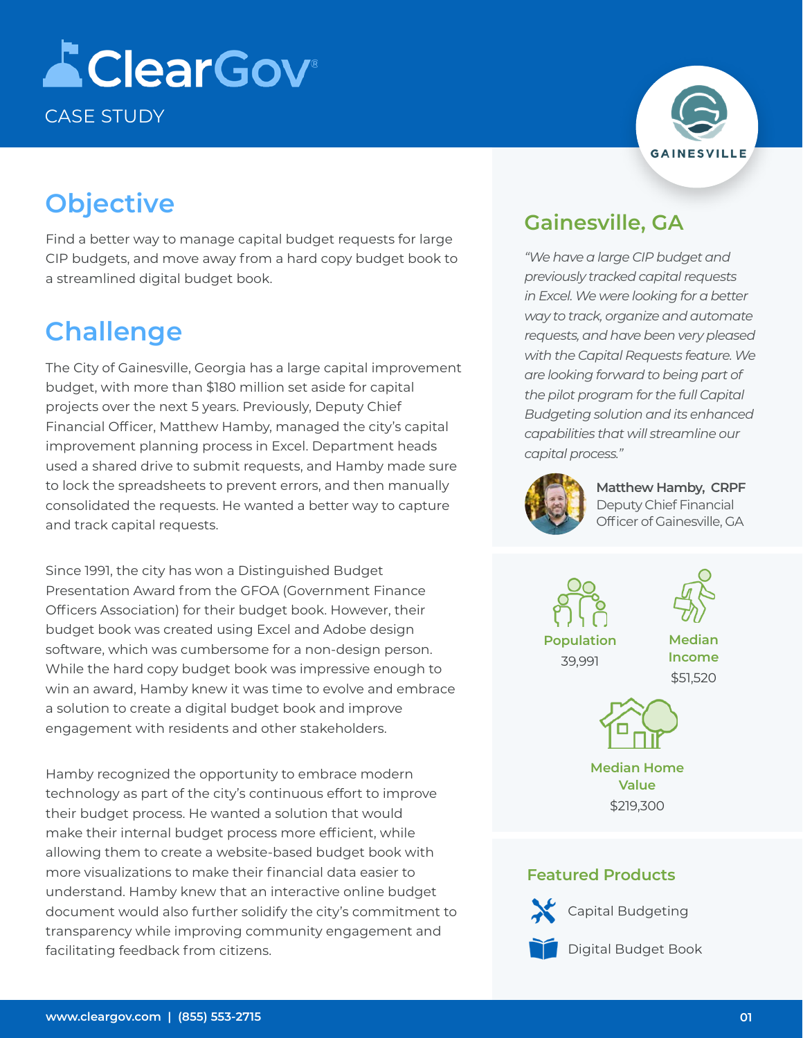# ClearGov

CASE STUDY

## Objective

Find a better way to manage capital budget requests for large CIP budgets, and move away from a hard copy budget book to a streamlined digital budget book.

## Challenge

The City of Gainesville, Georgia has a large capital improvement budget, with more than $180 million set aside for capital projects over the next 5 years. Previously, Deputy Chief Financial Officer, Matthew Hamby, managed the city's capital improvement planning process in Excel. Department heads used a shared drive to submit requests, and Hamby made sure to lock the spreadsheets to prevent errors, and then manually consolidated the requests. He wanted a better way to capture and track capital requests.

Since 1991, the city has won a Distinguished Budget Presentation Award from the GFOA (Government Finance Officers Association) for their budget book. However, their budget book was created using Excel and Adobe design software, which was cumbersome for a non-design person. While the hard copy budget book was impressive enough to win an award, Hamby knew it was time to evolve and embrace a solution to create a digital budget book and improve engagement with residents and other stakeholders.

Hamby recognized the opportunity to embrace modern technology as part of the city's continuous effort to improve their budget process. He wanted a solution that would make their internal budget process more efficient, while allowing them to create a website-based budget book with more visualizations to make their financial data easier to understand. Hamby knew that an interactive online budget document would also further solidify the city's commitment to transparency while improving community engagement and facilitating feedback from citizens.

GAINESVILLE

## Gainesville, GA

*"We have a large CIP budget and previously tracked capital requests in Excel. We were looking for a better way to track, organize and automate requests, and have been very pleased with the Capital Requests feature. We are looking forward to being part of the pilot program for the full Capital Budgeting solution and its enhanced capabilities that will streamline our capital process."*

**Matthew Hamby, CRPF**
Deputy Chief Financial Officer of Gainesville, GA

**Population**
39,991

**Median Income**
$51,520

**Median Home Value**
$219,300

### Featured Products

- Capital Budgeting
- Digital Budget Book

www.cleargov.com | (855) 553-2715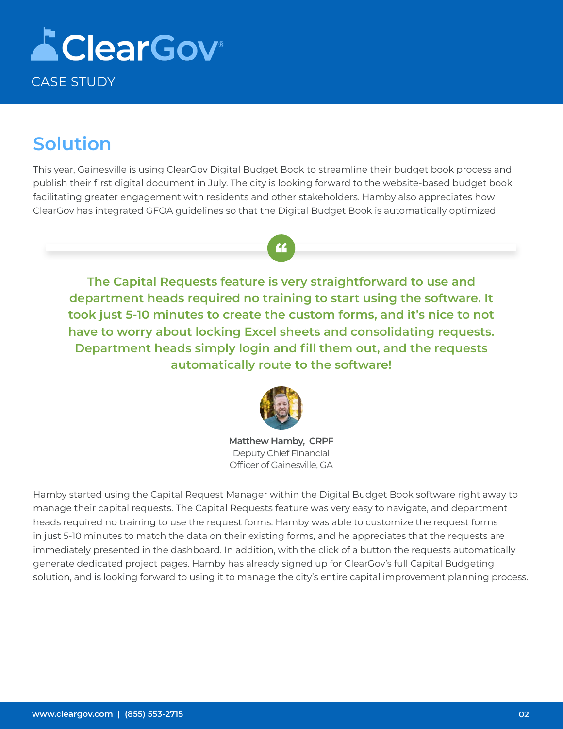## Solution

This year, Gainesville is using ClearGov Digital Budget Book to streamline their budget book process and publish their first digital document in July. The city is looking forward to the website-based budget book facilitating greater engagement with residents and other stakeholders. Hamby also appreciates how ClearGov has integrated GFOA guidelines so that the Digital Budget Book is automatically optimized.

> **The Capital Requests feature is very straightforward to use and department heads required no training to start using the software. It took just 5-10 minutes to create the custom forms, and it's nice to not have to worry about locking Excel sheets and consolidating requests. Department heads simply login and fill them out, and the requests automatically route to the software!**
>
> **Matthew Hamby, CRPF**
> Deputy Chief Financial Officer of Gainesville, GA

Hamby started using the Capital Request Manager within the Digital Budget Book software right away to manage their capital requests. The Capital Requests feature was very easy to navigate, and department heads required no training to use the request forms. Hamby was able to customize the request forms in just 5-10 minutes to match the data on their existing forms, and he appreciates that the requests are immediately presented in the dashboard. In addition, with the click of a button the requests automatically generate dedicated project pages. Hamby has already signed up for ClearGov's full Capital Budgeting solution, and is looking forward to using it to manage the city's entire capital improvement planning process.